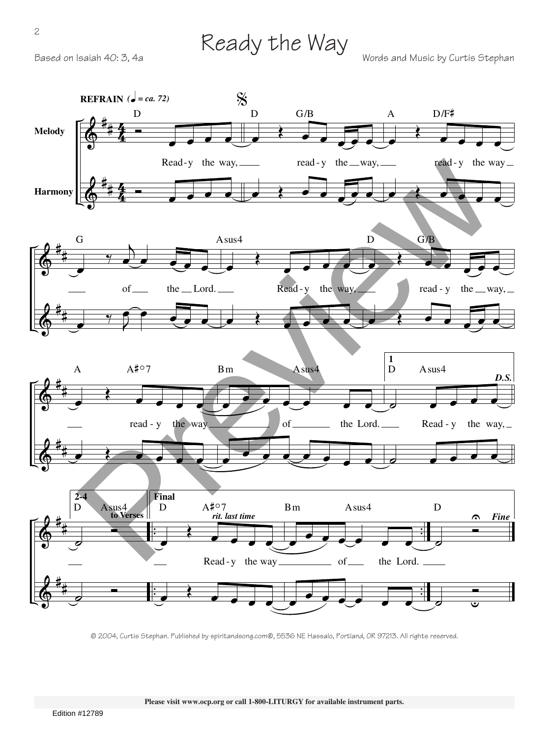# Ready the Way

Based on Isaiah 40: 3, 4a

Words and Music by Curtis Stephan

**REFRAIN** (♩ = ca. 72)

Melody / Harmony

Read-y the way, ready-y the way, read-y the way of the Lord. Read-y the way, read-y the way, read-y the way of the Lord. Read-y the way,

D.S.

2-4 to Verses

Final

*rit. last time*

Read-y the way of the Lord.

*Fine*

© 2004, Curtis Stephan. Published by spiritandsong.com®, 5536 NE Hassalo, Portland, OR 97213. All rights reserved.

**Please visit www.ocp.org or call 1-800-LITURGY for available instrument parts.**

Edition #12789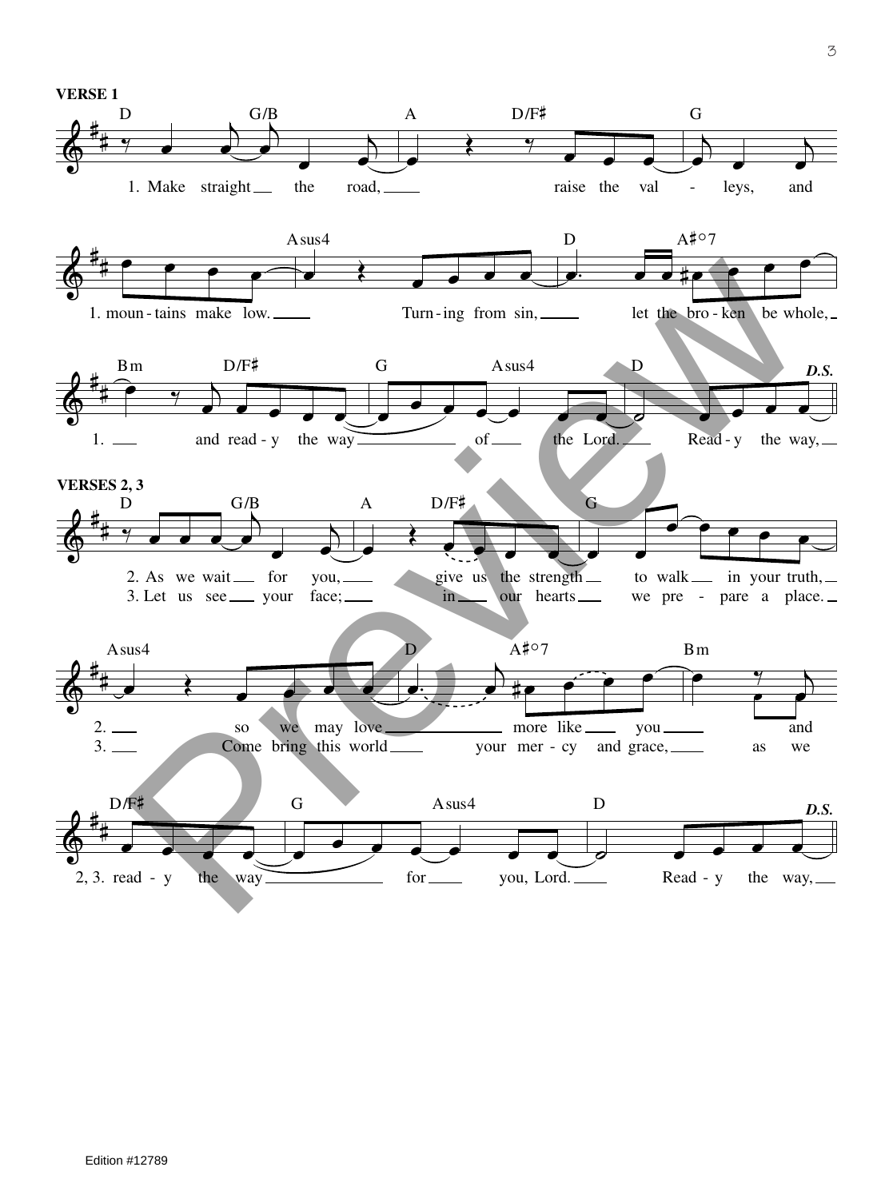**VERSE 1**

D G/B A D/F♯ G

1. Make straight the road, raise the val - leys, and

Asus4 D A♯°7

1. moun - tains make low. Turn - ing from sin, let the bro - ken be whole,

Bm D/F♯ G Asus4 D *D.S.*

1. and read - y the way of the Lord. Read - y the way,

**VERSES 2, 3**

D G/B A D/F♯ G

2. As we wait for you, give us the strength to walk in your truth,
3. Let us see your face; in our hearts we pre - pare a place.

Asus4 D A♯°7 Bm

2. so we may love more like you and
3. Come bring this world your mer - cy and grace, as we

D/F♯ G Asus4 D *D.S.*

2, 3. read - y the way for you, Lord. Read - y the way,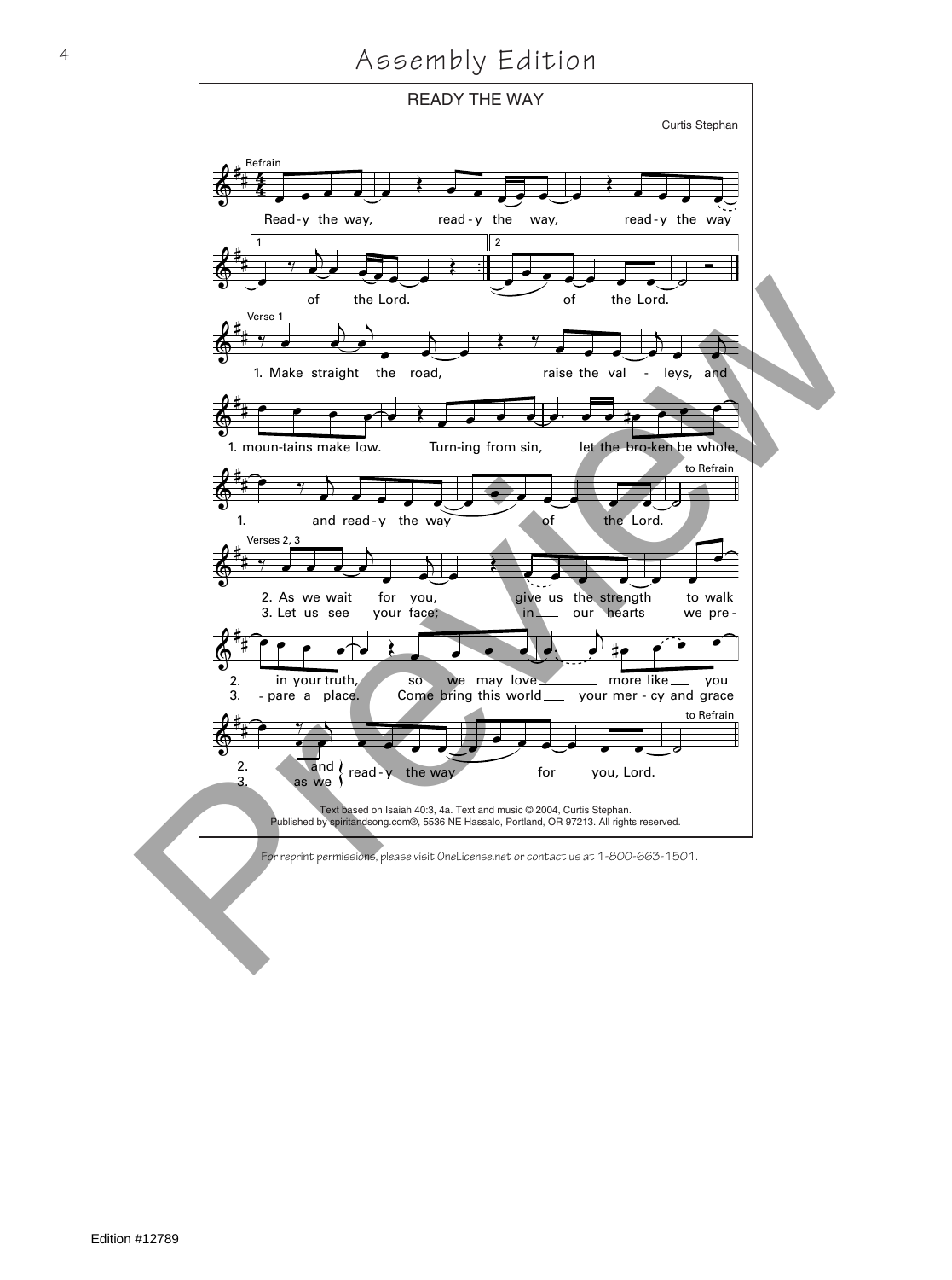# Assembly Edition

## READY THE WAY

Curtis Stephan

**Refrain**

Read-y the way, read-y the way, read-y the way of the Lord. | of the Lord.

**Verse 1**

1. Make straight the road, raise the val - leys, and mountains make low. Turn-ing from sin, let the bro-ken be whole, and read-y the way of the Lord. *to Refrain*

**Verses 2, 3**

2. As we wait for you, give us the strength to walk in your truth, so we may love more like you and read-y the way for you, Lord. *to Refrain*

3. Let us see your face; in our hearts we pre - pare a place. Come bring this world your mer - cy and grace as we read-y the way for you, Lord. *to Refrain*

Text based on Isaiah 40:3, 4a. Text and music © 2004, Curtis Stephan.
Published by spiritandsong.com®, 5536 NE Hassalo, Portland, OR 97213. All rights reserved.

For reprint permissions, please visit OneLicense.net or contact us at 1-800-663-1501.

Edition #12789